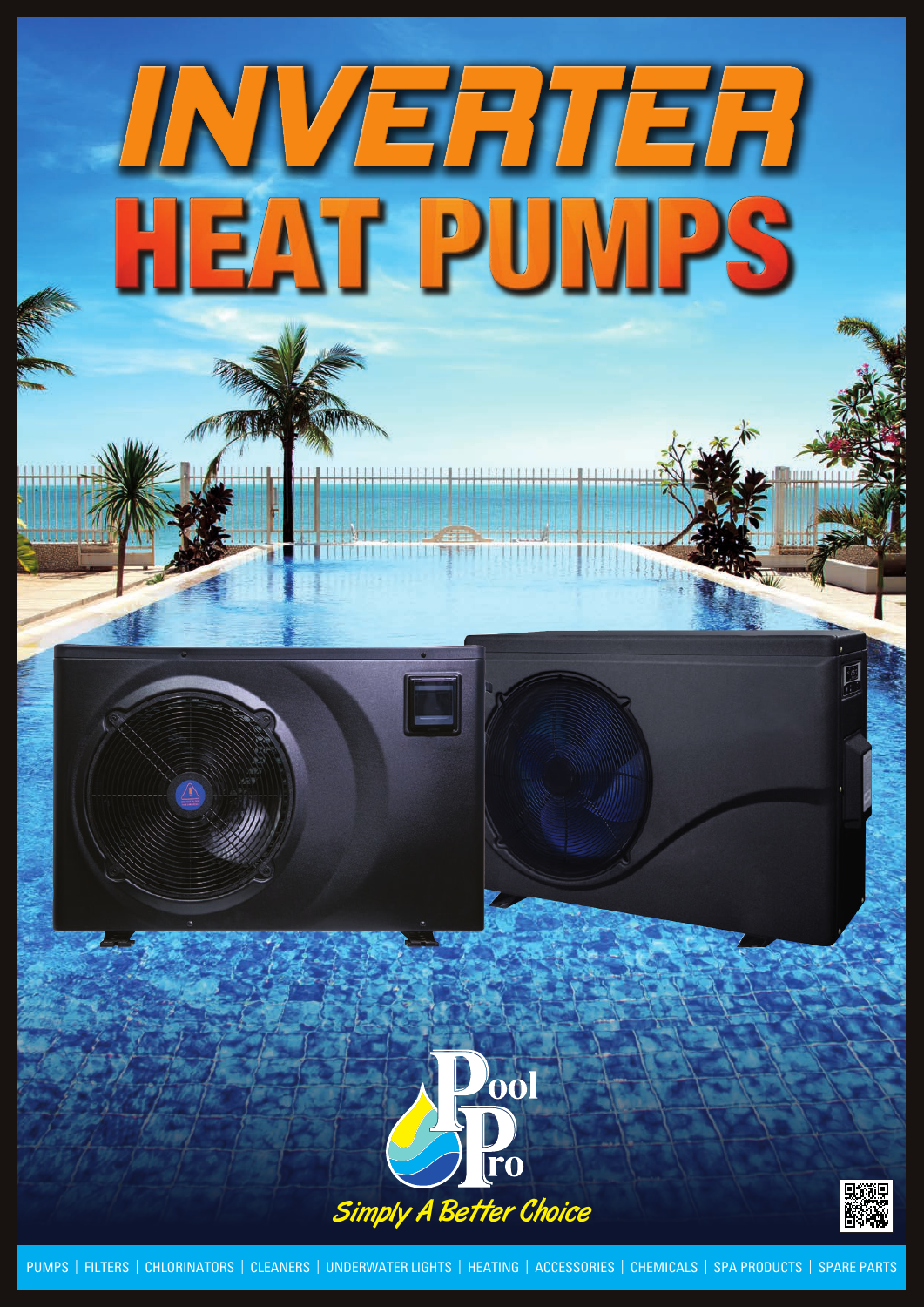# INVERTER HEAT PUMPS

Pool Pro

*Simply A Better Choice*

PUMPS | FILTERS | CHLORINATORS | CLEANERS | UNDERWATER LIGHTS | HEATING | ACCESSORIES | CHEMICALS | SPA PRODUCTS | SPARE PARTS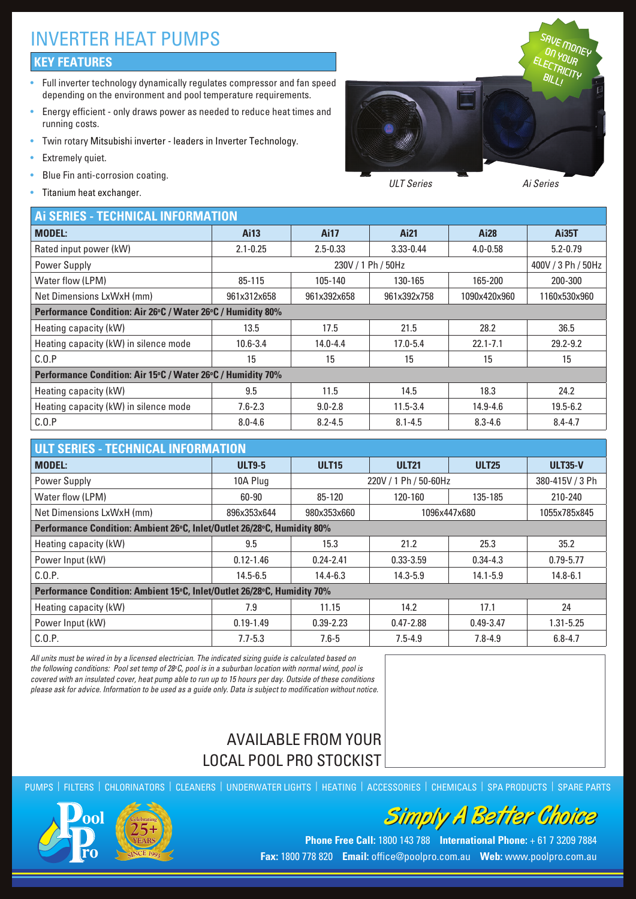# INVERTER HEAT PUMPS

## KEY FEATURES

- Full inverter technology dynamically regulates compressor and fan speed depending on the environment and pool temperature requirements.
- Energy efficient - only draws power as needed to reduce heat times and running costs.
- Twin rotary Mitsubishi inverter - leaders in Inverter Technology.
- Extremely quiet.
- Blue Fin anti-corrosion coating.
- Titanium heat exchanger.

SAVE MONEY ON YOUR ELECTRICITY BILL!

ULT Series

Ai Series

## Ai SERIES - TECHNICAL INFORMATION

| MODEL: | Ai13 | Ai17 | Ai21 | Ai28 | Ai35T |
|---|---|---|---|---|---|
| Rated input power (kW) | 2.1-0.25 | 2.5-0.33 | 3.33-0.44 | 4.0-0.58 | 5.2-0.79 |
| Power Supply | 230V / 1 Ph / 50Hz | | | | 400V / 3 Ph / 50Hz |
| Water flow (LPM) | 85-115 | 105-140 | 130-165 | 165-200 | 200-300 |
| Net Dimensions LxWxH (mm) | 961x312x658 | 961x392x658 | 961x392x758 | 1090x420x960 | 1160x530x960 |
| **Performance Condition: Air 26°C / Water 26°C / Humidity 80%** | | | | | |
| Heating capacity (kW) | 13.5 | 17.5 | 21.5 | 28.2 | 36.5 |
| Heating capacity (kW) in silence mode | 10.6-3.4 | 14.0-4.4 | 17.0-5.4 | 22.1-7.1 | 29.2-9.2 |
| C.O.P | 15 | 15 | 15 | 15 | 15 |
| **Performance Condition: Air 15°C / Water 26°C / Humidity 70%** | | | | | |
| Heating capacity (kW) | 9.5 | 11.5 | 14.5 | 18.3 | 24.2 |
| Heating capacity (kW) in silence mode | 7.6-2.3 | 9.0-2.8 | 11.5-3.4 | 14.9-4.6 | 19.5-6.2 |
| C.O.P | 8.0-4.6 | 8.2-4.5 | 8.1-4.5 | 8.3-4.6 | 8.4-4.7 |

## ULT SERIES - TECHNICAL INFORMATION

| MODEL: | ULT9-5 | ULT15 | ULT21 | ULT25 | ULT35-V |
|---|---|---|---|---|---|
| Power Supply | 10A Plug | 220V / 1 Ph / 50-60Hz | | | 380-415V / 3 Ph |
| Water flow (LPM) | 60-90 | 85-120 | 120-160 | 135-185 | 210-240 |
| Net Dimensions LxWxH (mm) | 896x353x644 | 980x353x660 | 1096x447x680 | | 1055x785x845 |
| **Performance Condition: Ambient 26°C, Inlet/Outlet 26/28°C, Humidity 80%** | | | | | |
| Heating capacity (kW) | 9.5 | 15.3 | 21.2 | 25.3 | 35.2 |
| Power Input (kW) | 0.12-1.46 | 0.24-2.41 | 0.33-3.59 | 0.34-4.3 | 0.79-5.77 |
| C.O.P. | 14.5-6.5 | 14.4-6.3 | 14.3-5.9 | 14.1-5.9 | 14.8-6.1 |
| **Performance Condition: Ambient 15°C, Inlet/Outlet 26/28°C, Humidity 70%** | | | | | |
| Heating capacity (kW) | 7.9 | 11.15 | 14.2 | 17.1 | 24 |
| Power Input (kW) | 0.19-1.49 | 0.39-2.23 | 0.47-2.88 | 0.49-3.47 | 1.31-5.25 |
| C.O.P. | 7.7-5.3 | 7.6-5 | 7.5-4.9 | 7.8-4.9 | 6.8-4.7 |

*All units must be wired in by a licensed electrician. The indicated sizing guide is calculated based on the following conditions: Pool set temp of 28°C, pool is in a suburban location with normal wind, pool is covered with an insulated cover, heat pump able to run up to 15 hours per day. Outside of these conditions please ask for advice. Information to be used as a guide only. Data is subject to modification without notice.*

AVAILABLE FROM YOUR LOCAL POOL PRO STOCKIST

PUMPS | FILTERS | CHLORINATORS | CLEANERS | UNDERWATER LIGHTS | HEATING | ACCESSORIES | CHEMICALS | SPA PRODUCTS | SPARE PARTS

Pool Pro

Celebrating 25+ YEARS SINCE 1993

*Simply A Better Choice*

**Phone Free Call:** 1800 143 788 **International Phone:** + 61 7 3209 7884
**Fax:** 1800 778 820 **Email:** office@poolpro.com.au **Web:** www.poolpro.com.au